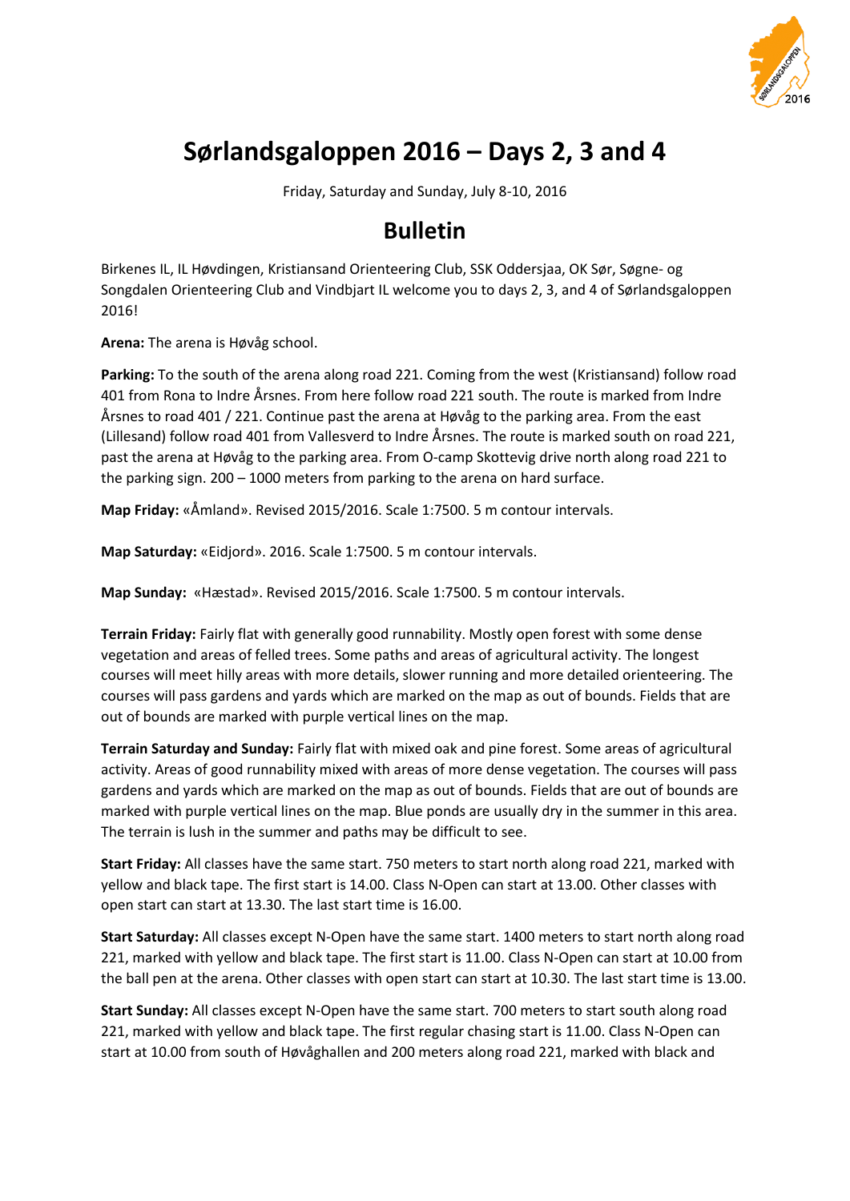# Sørlandsgaloppen 2016 – Days 2, 3 and 4

Friday, Saturday and Sunday, July 8-10, 2016

## Bulletin

Birkenes IL, IL Høvdingen, Kristiansand Orienteering Club, SSK Oddersjaa, OK Sør, Søgne- og Songdalen Orienteering Club and Vindbjart IL welcome you to days 2, 3, and 4 of Sørlandsgaloppen 2016!

**Arena:** The arena is Høvåg school.

**Parking:** To the south of the arena along road 221. Coming from the west (Kristiansand) follow road 401 from Rona to Indre Årsnes. From here follow road 221 south. The route is marked from Indre Årsnes to road 401 / 221. Continue past the arena at Høvåg to the parking area. From the east (Lillesand) follow road 401 from Vallesverd to Indre Årsnes. The route is marked south on road 221, past the arena at Høvåg to the parking area. From O-camp Skottevig drive north along road 221 to the parking sign. 200 – 1000 meters from parking to the arena on hard surface.

**Map Friday:** «Åmland». Revised 2015/2016. Scale 1:7500. 5 m contour intervals.

**Map Saturday:** «Eidjord». 2016. Scale 1:7500. 5 m contour intervals.

**Map Sunday:** «Hæstad». Revised 2015/2016. Scale 1:7500. 5 m contour intervals.

**Terrain Friday:** Fairly flat with generally good runnability. Mostly open forest with some dense vegetation and areas of felled trees. Some paths and areas of agricultural activity. The longest courses will meet hilly areas with more details, slower running and more detailed orienteering. The courses will pass gardens and yards which are marked on the map as out of bounds. Fields that are out of bounds are marked with purple vertical lines on the map.

**Terrain Saturday and Sunday:** Fairly flat with mixed oak and pine forest. Some areas of agricultural activity. Areas of good runnability mixed with areas of more dense vegetation. The courses will pass gardens and yards which are marked on the map as out of bounds. Fields that are out of bounds are marked with purple vertical lines on the map. Blue ponds are usually dry in the summer in this area. The terrain is lush in the summer and paths may be difficult to see.

**Start Friday:** All classes have the same start. 750 meters to start north along road 221, marked with yellow and black tape. The first start is 14.00. Class N-Open can start at 13.00. Other classes with open start can start at 13.30. The last start time is 16.00.

**Start Saturday:** All classes except N-Open have the same start. 1400 meters to start north along road 221, marked with yellow and black tape. The first start is 11.00. Class N-Open can start at 10.00 from the ball pen at the arena. Other classes with open start can start at 10.30. The last start time is 13.00.

**Start Sunday:** All classes except N-Open have the same start. 700 meters to start south along road 221, marked with yellow and black tape. The first regular chasing start is 11.00. Class N-Open can start at 10.00 from south of Høvåghallen and 200 meters along road 221, marked with black and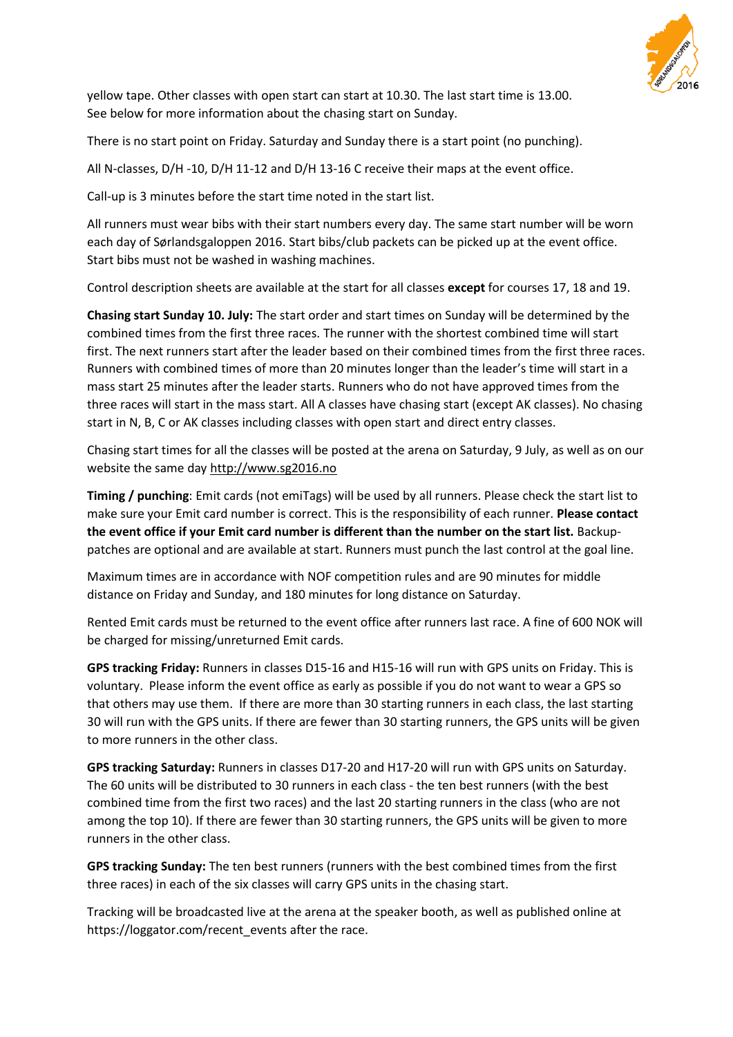yellow tape. Other classes with open start can start at 10.30. The last start time is 13.00. See below for more information about the chasing start on Sunday.

There is no start point on Friday. Saturday and Sunday there is a start point (no punching).

All N-classes, D/H -10, D/H 11-12 and D/H 13-16 C receive their maps at the event office.

Call-up is 3 minutes before the start time noted in the start list.

All runners must wear bibs with their start numbers every day. The same start number will be worn each day of Sørlandsgaloppen 2016. Start bibs/club packets can be picked up at the event office. Start bibs must not be washed in washing machines.

Control description sheets are available at the start for all classes **except** for courses 17, 18 and 19.

**Chasing start Sunday 10. July:** The start order and start times on Sunday will be determined by the combined times from the first three races. The runner with the shortest combined time will start first. The next runners start after the leader based on their combined times from the first three races. Runners with combined times of more than 20 minutes longer than the leader's time will start in a mass start 25 minutes after the leader starts. Runners who do not have approved times from the three races will start in the mass start. All A classes have chasing start (except AK classes). No chasing start in N, B, C or AK classes including classes with open start and direct entry classes.

Chasing start times for all the classes will be posted at the arena on Saturday, 9 July, as well as on our website the same day http://www.sg2016.no

**Timing / punching**: Emit cards (not emiTags) will be used by all runners. Please check the start list to make sure your Emit card number is correct. This is the responsibility of each runner. **Please contact the event office if your Emit card number is different than the number on the start list.** Backup-patches are optional and are available at start. Runners must punch the last control at the goal line.

Maximum times are in accordance with NOF competition rules and are 90 minutes for middle distance on Friday and Sunday, and 180 minutes for long distance on Saturday.

Rented Emit cards must be returned to the event office after runners last race. A fine of 600 NOK will be charged for missing/unreturned Emit cards.

**GPS tracking Friday:** Runners in classes D15-16 and H15-16 will run with GPS units on Friday. This is voluntary. Please inform the event office as early as possible if you do not want to wear a GPS so that others may use them. If there are more than 30 starting runners in each class, the last starting 30 will run with the GPS units. If there are fewer than 30 starting runners, the GPS units will be given to more runners in the other class.

**GPS tracking Saturday:** Runners in classes D17-20 and H17-20 will run with GPS units on Saturday. The 60 units will be distributed to 30 runners in each class - the ten best runners (with the best combined time from the first two races) and the last 20 starting runners in the class (who are not among the top 10). If there are fewer than 30 starting runners, the GPS units will be given to more runners in the other class.

**GPS tracking Sunday:** The ten best runners (runners with the best combined times from the first three races) in each of the six classes will carry GPS units in the chasing start.

Tracking will be broadcasted live at the arena at the speaker booth, as well as published online at https://loggator.com/recent_events after the race.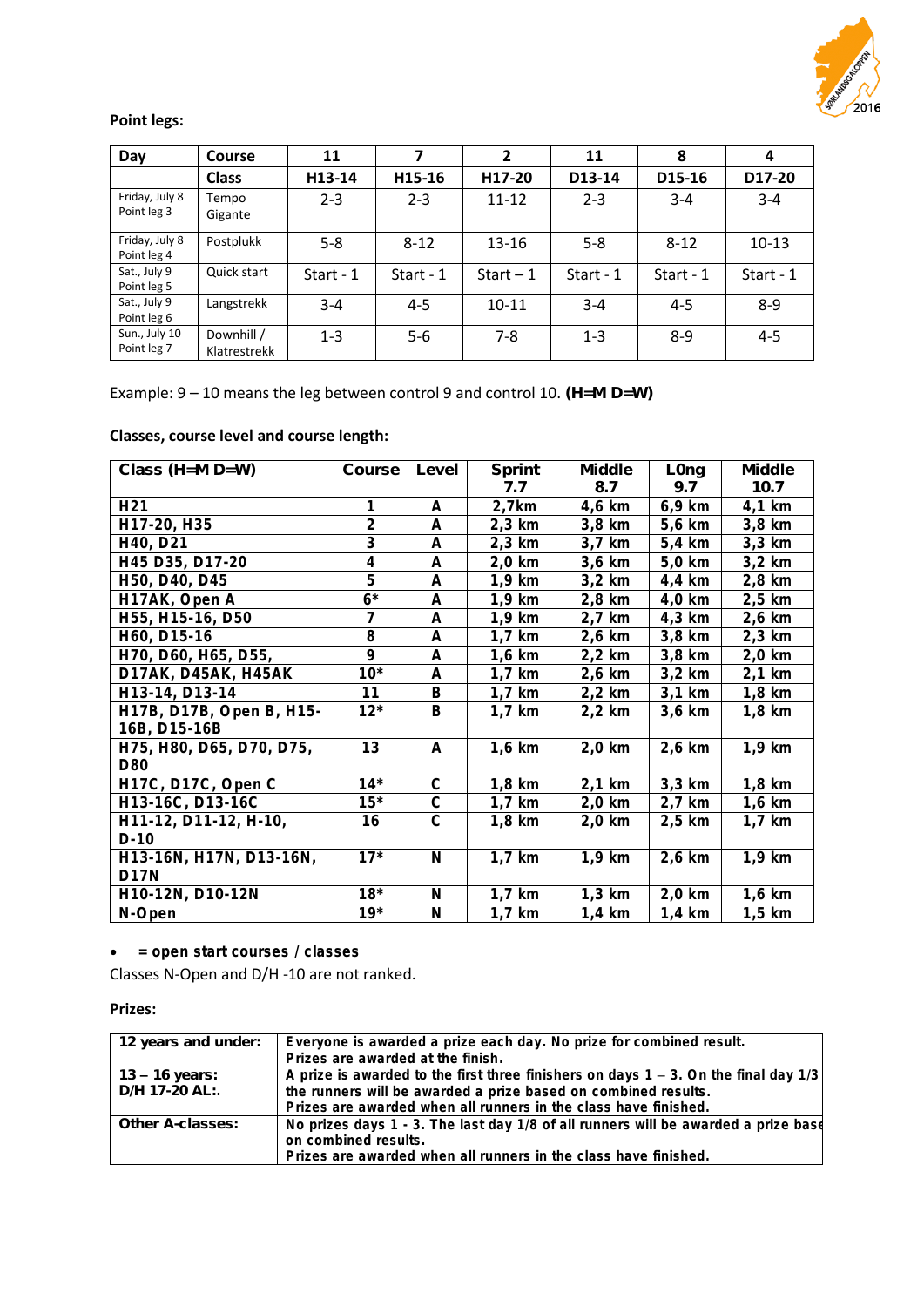**Point legs:**

| Day | Course | 11 | 7 | 2 | 11 | 8 | 4 |
|---|---|---|---|---|---|---|---|
| | Class | H13-14 | H15-16 | H17-20 | D13-14 | D15-16 | D17-20 |
| Friday, July 8 Point leg 3 | Tempo Gigante | 2-3 | 2-3 | 11-12 | 2-3 | 3-4 | 3-4 |
| Friday, July 8 Point leg 4 | Postplukk | 5-8 | 8-12 | 13-16 | 5-8 | 8-12 | 10-13 |
| Sat., July 9 Point leg 5 | Quick start | Start - 1 | Start - 1 | Start – 1 | Start - 1 | Start - 1 | Start - 1 |
| Sat., July 9 Point leg 6 | Langstrekk | 3-4 | 4-5 | 10-11 | 3-4 | 4-5 | 8-9 |
| Sun., July 10 Point leg 7 | Downhill / Klatrestrekk | 1-3 | 5-6 | 7-8 | 1-3 | 8-9 | 4-5 |

Example: 9 – 10 means the leg between control 9 and control 10. **(H=M D=W)**

**Classes, course level and course length:**

| Class (H=M D=W) | Course | Level | Sprint 7.7 | Middle 8.7 | L0ng 9.7 | Middle 10.7 |
|---|---|---|---|---|---|---|
| H21 | 1 | A | 2,7km | 4,6 km | 6,9 km | 4,1 km |
| H17-20, H35 | 2 | A | 2,3 km | 3,8 km | 5,6 km | 3,8 km |
| H40, D21 | 3 | A | 2,3 km | 3,7 km | 5,4 km | 3,3 km |
| H45 D35, D17-20 | 4 | A | 2,0 km | 3,6 km | 5,0 km | 3,2 km |
| H50, D40, D45 | 5 | A | 1,9 km | 3,2 km | 4,4 km | 2,8 km |
| H17AK, Open A | 6* | A | 1,9 km | 2,8 km | 4,0 km | 2,5 km |
| H55, H15-16, D50 | 7 | A | 1,9 km | 2,7 km | 4,3 km | 2,6 km |
| H60, D15-16 | 8 | A | 1,7 km | 2,6 km | 3,8 km | 2,3 km |
| H70, D60, H65, D55, | 9 | A | 1,6 km | 2,2 km | 3,8 km | 2,0 km |
| D17AK, D45AK, H45AK | 10* | A | 1,7 km | 2,6 km | 3,2 km | 2,1 km |
| H13-14, D13-14 | 11 | B | 1,7 km | 2,2 km | 3,1 km | 1,8 km |
| H17B, D17B, Open B, H15-16B, D15-16B | 12* | B | 1,7 km | 2,2 km | 3,6 km | 1,8 km |
| H75, H80, D65, D70, D75, D80 | 13 | A | 1,6 km | 2,0 km | 2,6 km | 1,9 km |
| H17C, D17C, Open C | 14* | C | 1,8 km | 2,1 km | 3,3 km | 1,8 km |
| H13-16C, D13-16C | 15* | C | 1,7 km | 2,0 km | 2,7 km | 1,6 km |
| H11-12, D11-12, H-10, D-10 | 16 | C | 1,8 km | 2,0 km | 2,5 km | 1,7 km |
| H13-16N, H17N, D13-16N, D17N | 17* | N | 1,7 km | 1,9 km | 2,6 km | 1,9 km |
| H10-12N, D10-12N | 18* | N | 1,7 km | 1,3 km | 2,0 km | 1,6 km |
| N-Open | 19* | N | 1,7 km | 1,4 km | 1,4 km | 1,5 km |

- **= open start courses / classes**

Classes N-Open and D/H -10 are not ranked.

**Prizes:**

| 12 years and under: | Everyone is awarded a prize each day. No prize for combined result. Prizes are awarded at the finish. |
|---|---|
| 13 – 16 years: D/H 17-20 AL:. | A prize is awarded to the first three finishers on days 1 – 3. On the final day 1/3 the runners will be awarded a prize based on combined results. Prizes are awarded when all runners in the class have finished. |
| Other A-classes: | No prizes days 1 - 3. The last day 1/8 of all runners will be awarded a prize base on combined results. Prizes are awarded when all runners in the class have finished. |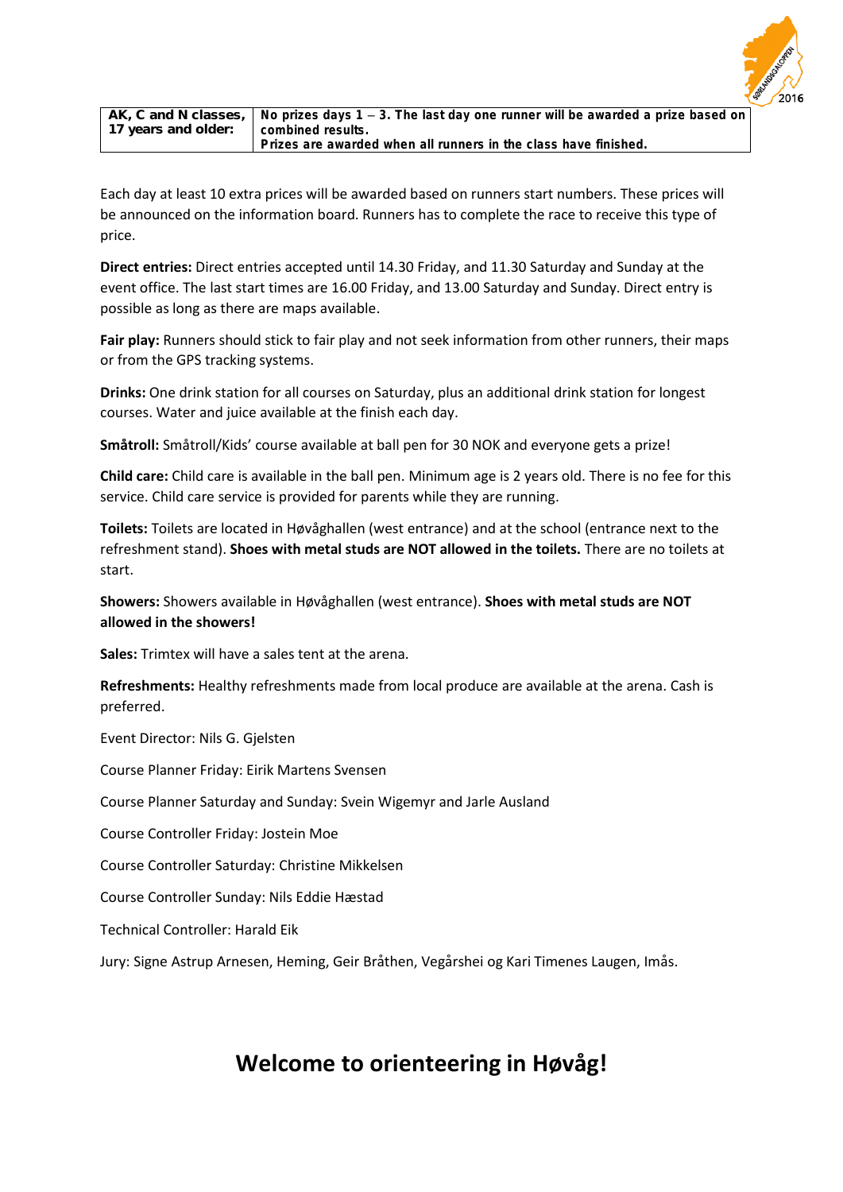| | |
|---|---|
| **AK, C and N classes, 17 years and older:** | **No prizes days 1 – 3. The last day one runner will be awarded a prize based on combined results. Prizes are awarded when all runners in the class have finished.** |

Each day at least 10 extra prices will be awarded based on runners start numbers. These prices will be announced on the information board. Runners has to complete the race to receive this type of price.

**Direct entries:** Direct entries accepted until 14.30 Friday, and 11.30 Saturday and Sunday at the event office. The last start times are 16.00 Friday, and 13.00 Saturday and Sunday. Direct entry is possible as long as there are maps available.

**Fair play:** Runners should stick to fair play and not seek information from other runners, their maps or from the GPS tracking systems.

**Drinks:** One drink station for all courses on Saturday, plus an additional drink station for longest courses. Water and juice available at the finish each day.

**Småtroll:** Småtroll/Kids' course available at ball pen for 30 NOK and everyone gets a prize!

**Child care:** Child care is available in the ball pen. Minimum age is 2 years old. There is no fee for this service. Child care service is provided for parents while they are running.

**Toilets:** Toilets are located in Høvåghallen (west entrance) and at the school (entrance next to the refreshment stand). **Shoes with metal studs are NOT allowed in the toilets.** There are no toilets at start.

**Showers:** Showers available in Høvåghallen (west entrance). **Shoes with metal studs are NOT allowed in the showers!**

**Sales:** Trimtex will have a sales tent at the arena.

**Refreshments:** Healthy refreshments made from local produce are available at the arena. Cash is preferred.

Event Director: Nils G. Gjelsten

Course Planner Friday: Eirik Martens Svensen

Course Planner Saturday and Sunday: Svein Wigemyr and Jarle Ausland

Course Controller Friday: Jostein Moe

Course Controller Saturday: Christine Mikkelsen

Course Controller Sunday: Nils Eddie Hæstad

Technical Controller: Harald Eik

Jury: Signe Astrup Arnesen, Heming, Geir Bråthen, Vegårshei og Kari Timenes Laugen, Imås.

# Welcome to orienteering in Høvåg!